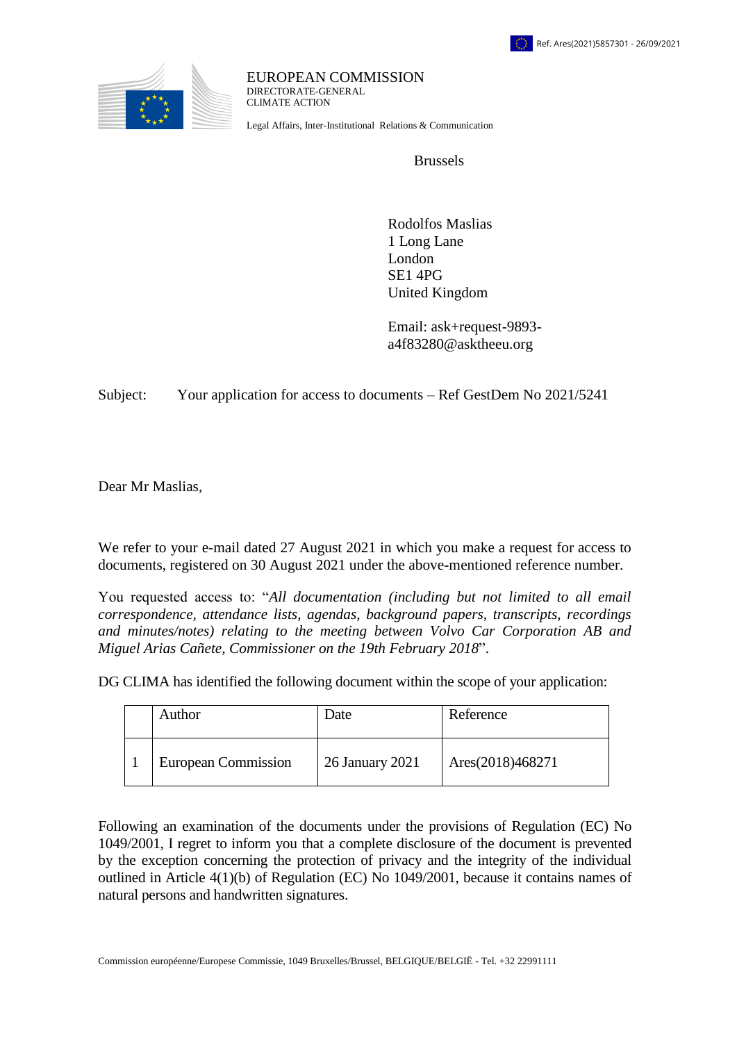Ref. Ares(2021)5857301 - 26/09/2021

EUROPEAN COMMISSION
DIRECTORATE-GENERAL
CLIMATE ACTION

Legal Affairs, Inter-Institutional Relations & Communication

Brussels

Rodolfos Maslias
1 Long Lane
London
SE1 4PG
United Kingdom

Email: ask+request-9893-a4f83280@asktheeu.org

Subject: Your application for access to documents – Ref GestDem No 2021/5241

Dear Mr Maslias,

We refer to your e-mail dated 27 August 2021 in which you make a request for access to documents, registered on 30 August 2021 under the above-mentioned reference number.

You requested access to: "*All documentation (including but not limited to all email correspondence, attendance lists, agendas, background papers, transcripts, recordings and minutes/notes) relating to the meeting between Volvo Car Corporation AB and Miguel Arias Cañete, Commissioner on the 19th February 2018*".

DG CLIMA has identified the following document within the scope of your application:

| | Author | Date | Reference |
|---|---|---|---|
| 1 | European Commission | 26 January 2021 | Ares(2018)468271 |

Following an examination of the documents under the provisions of Regulation (EC) No 1049/2001, I regret to inform you that a complete disclosure of the document is prevented by the exception concerning the protection of privacy and the integrity of the individual outlined in Article 4(1)(b) of Regulation (EC) No 1049/2001, because it contains names of natural persons and handwritten signatures.

Commission européenne/Europese Commissie, 1049 Bruxelles/Brussel, BELGIQUE/BELGIË - Tel. +32 22991111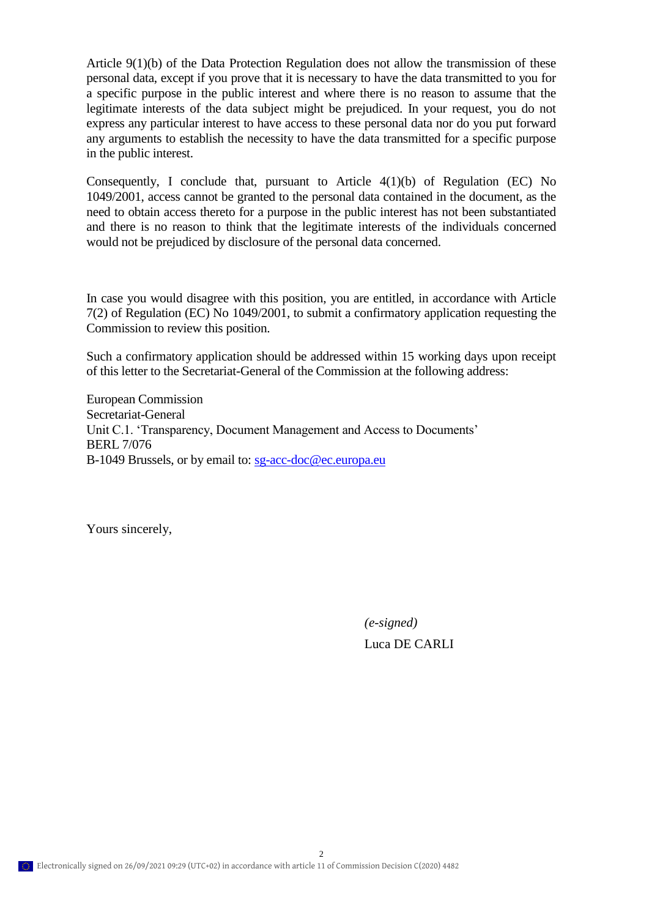Article 9(1)(b) of the Data Protection Regulation does not allow the transmission of these personal data, except if you prove that it is necessary to have the data transmitted to you for a specific purpose in the public interest and where there is no reason to assume that the legitimate interests of the data subject might be prejudiced. In your request, you do not express any particular interest to have access to these personal data nor do you put forward any arguments to establish the necessity to have the data transmitted for a specific purpose in the public interest.

Consequently, I conclude that, pursuant to Article 4(1)(b) of Regulation (EC) No 1049/2001, access cannot be granted to the personal data contained in the document, as the need to obtain access thereto for a purpose in the public interest has not been substantiated and there is no reason to think that the legitimate interests of the individuals concerned would not be prejudiced by disclosure of the personal data concerned.

In case you would disagree with this position, you are entitled, in accordance with Article 7(2) of Regulation (EC) No 1049/2001, to submit a confirmatory application requesting the Commission to review this position.

Such a confirmatory application should be addressed within 15 working days upon receipt of this letter to the Secretariat-General of the Commission at the following address:

European Commission
Secretariat-General
Unit C.1. 'Transparency, Document Management and Access to Documents'
BERL 7/076
B-1049 Brussels, or by email to: sg-acc-doc@ec.europa.eu

Yours sincerely,

*(e-signed)*
Luca DE CARLI

Electronically signed on 26/09/2021 09:29 (UTC+02) in accordance with article 11 of Commission Decision C(2020) 4482